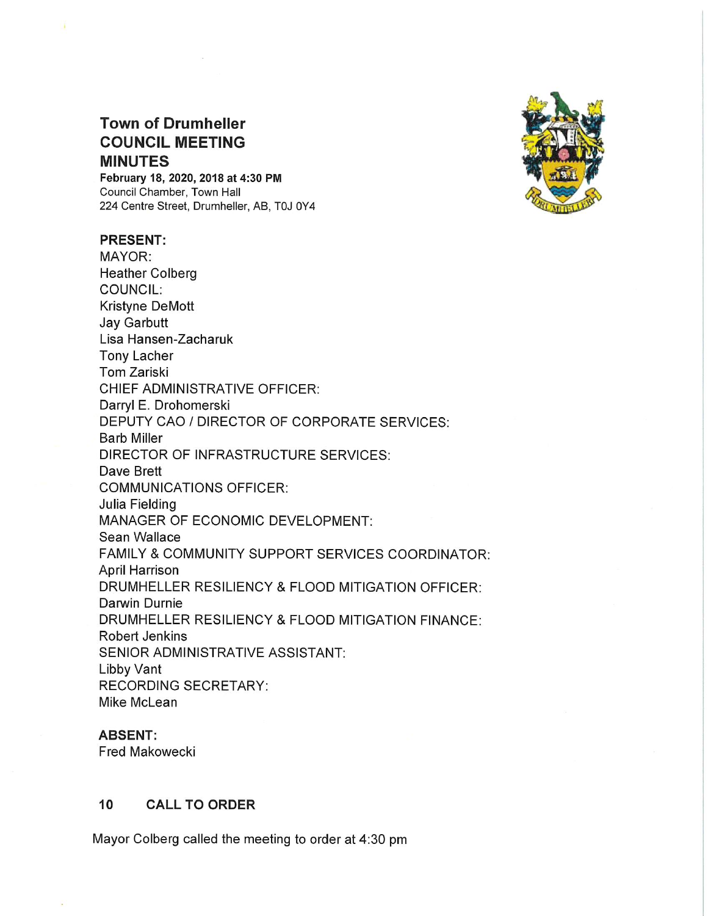# Town of Drumheller
# COUNCIL MEETING
# MINUTES

**February 18, 2020, 2018 at 4:30 PM**
Council Chamber, Town Hall
224 Centre Street, Drumheller, AB, T0J 0Y4

**PRESENT:**
MAYOR:
Heather Colberg
COUNCIL:
Kristyne DeMott
Jay Garbutt
Lisa Hansen-Zacharuk
Tony Lacher
Tom Zariski
CHIEF ADMINISTRATIVE OFFICER:
Darryl E. Drohomerski
DEPUTY CAO / DIRECTOR OF CORPORATE SERVICES:
Barb Miller
DIRECTOR OF INFRASTRUCTURE SERVICES:
Dave Brett
COMMUNICATIONS OFFICER:
Julia Fielding
MANAGER OF ECONOMIC DEVELOPMENT:
Sean Wallace
FAMILY & COMMUNITY SUPPORT SERVICES COORDINATOR:
April Harrison
DRUMHELLER RESILIENCY & FLOOD MITIGATION OFFICER:
Darwin Durnie
DRUMHELLER RESILIENCY & FLOOD MITIGATION FINANCE:
Robert Jenkins
SENIOR ADMINISTRATIVE ASSISTANT:
Libby Vant
RECORDING SECRETARY:
Mike McLean

**ABSENT:**
Fred Makowecki

## 10 CALL TO ORDER

Mayor Colberg called the meeting to order at 4:30 pm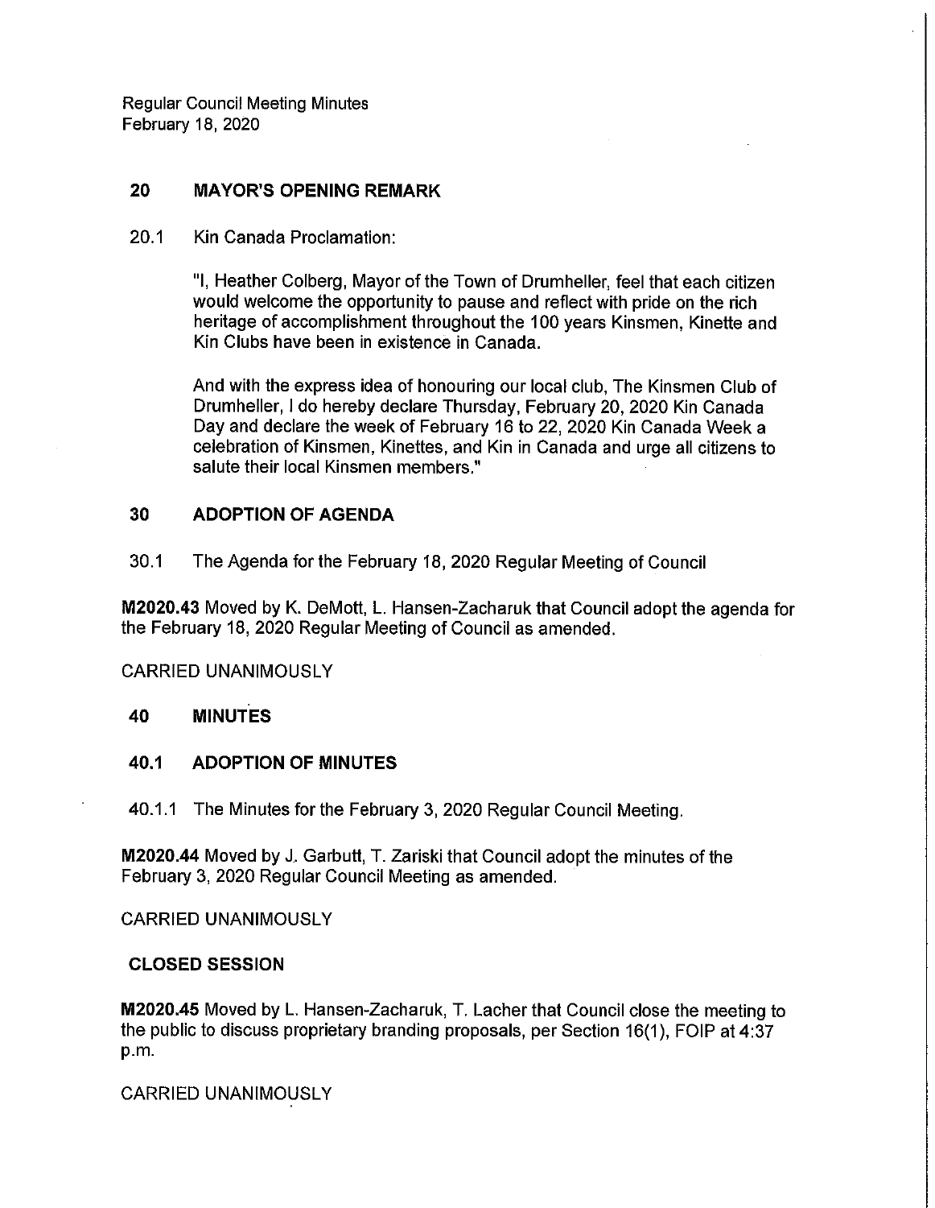Regular Council Meeting Minutes
February 18, 2020

## 20 MAYOR'S OPENING REMARK

20.1 Kin Canada Proclamation:

> "I, Heather Colberg, Mayor of the Town of Drumheller, feel that each citizen would welcome the opportunity to pause and reflect with pride on the rich heritage of accomplishment throughout the 100 years Kinsmen, Kinette and Kin Clubs have been in existence in Canada.
>
> And with the express idea of honouring our local club, The Kinsmen Club of Drumheller, I do hereby declare Thursday, February 20, 2020 Kin Canada Day and declare the week of February 16 to 22, 2020 Kin Canada Week a celebration of Kinsmen, Kinettes, and Kin in Canada and urge all citizens to salute their local Kinsmen members."

## 30 ADOPTION OF AGENDA

30.1 The Agenda for the February 18, 2020 Regular Meeting of Council

**M2020.43** Moved by K. DeMott, L. Hansen-Zacharuk that Council adopt the agenda for the February 18, 2020 Regular Meeting of Council as amended.

CARRIED UNANIMOUSLY

## 40 MINUTES

### 40.1 ADOPTION OF MINUTES

40.1.1 The Minutes for the February 3, 2020 Regular Council Meeting.

**M2020.44** Moved by J. Garbutt, T. Zariski that Council adopt the minutes of the February 3, 2020 Regular Council Meeting as amended.

CARRIED UNANIMOUSLY

### CLOSED SESSION

**M2020.45** Moved by L. Hansen-Zacharuk, T. Lacher that Council close the meeting to the public to discuss proprietary branding proposals, per Section 16(1), FOIP at 4:37 p.m.

CARRIED UNANIMOUSLY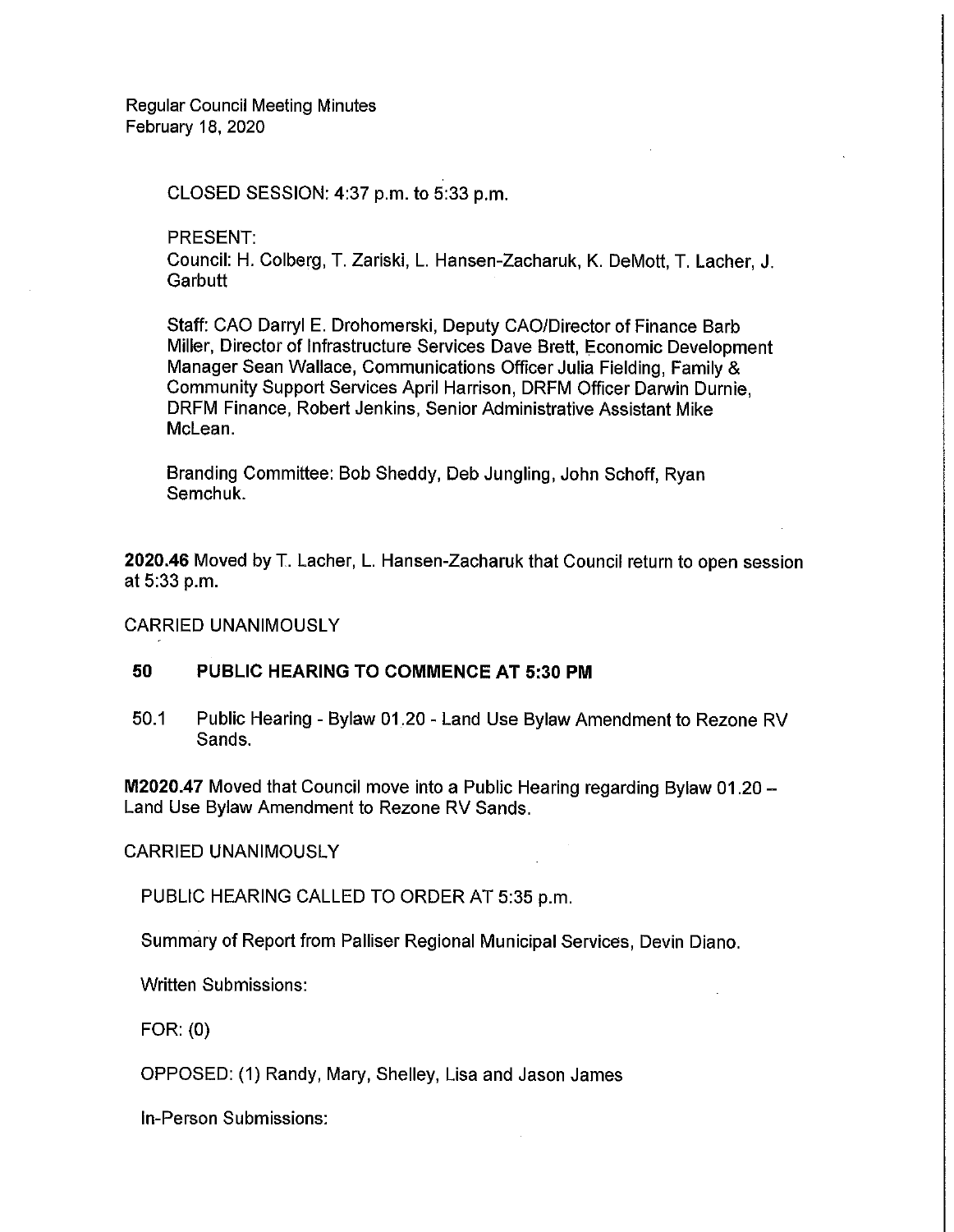Regular Council Meeting Minutes
February 18, 2020

CLOSED SESSION: 4:37 p.m. to 5:33 p.m.

PRESENT:
Council: H. Colberg, T. Zariski, L. Hansen-Zacharuk, K. DeMott, T. Lacher, J. Garbutt

Staff: CAO Darryl E. Drohomerski, Deputy CAO/Director of Finance Barb Miller, Director of Infrastructure Services Dave Brett, Economic Development Manager Sean Wallace, Communications Officer Julia Fielding, Family & Community Support Services April Harrison, DRFM Officer Darwin Durnie, DRFM Finance, Robert Jenkins, Senior Administrative Assistant Mike McLean.

Branding Committee: Bob Sheddy, Deb Jungling, John Schoff, Ryan Semchuk.

**2020.46** Moved by T. Lacher, L. Hansen-Zacharuk that Council return to open session at 5:33 p.m.

CARRIED UNANIMOUSLY

## 50 PUBLIC HEARING TO COMMENCE AT 5:30 PM

50.1 Public Hearing - Bylaw 01.20 - Land Use Bylaw Amendment to Rezone RV Sands.

**M2020.47** Moved that Council move into a Public Hearing regarding Bylaw 01.20 – Land Use Bylaw Amendment to Rezone RV Sands.

CARRIED UNANIMOUSLY

PUBLIC HEARING CALLED TO ORDER AT 5:35 p.m.

Summary of Report from Palliser Regional Municipal Services, Devin Diano.

Written Submissions:

FOR: (0)

OPPOSED: (1) Randy, Mary, Shelley, Lisa and Jason James

In-Person Submissions: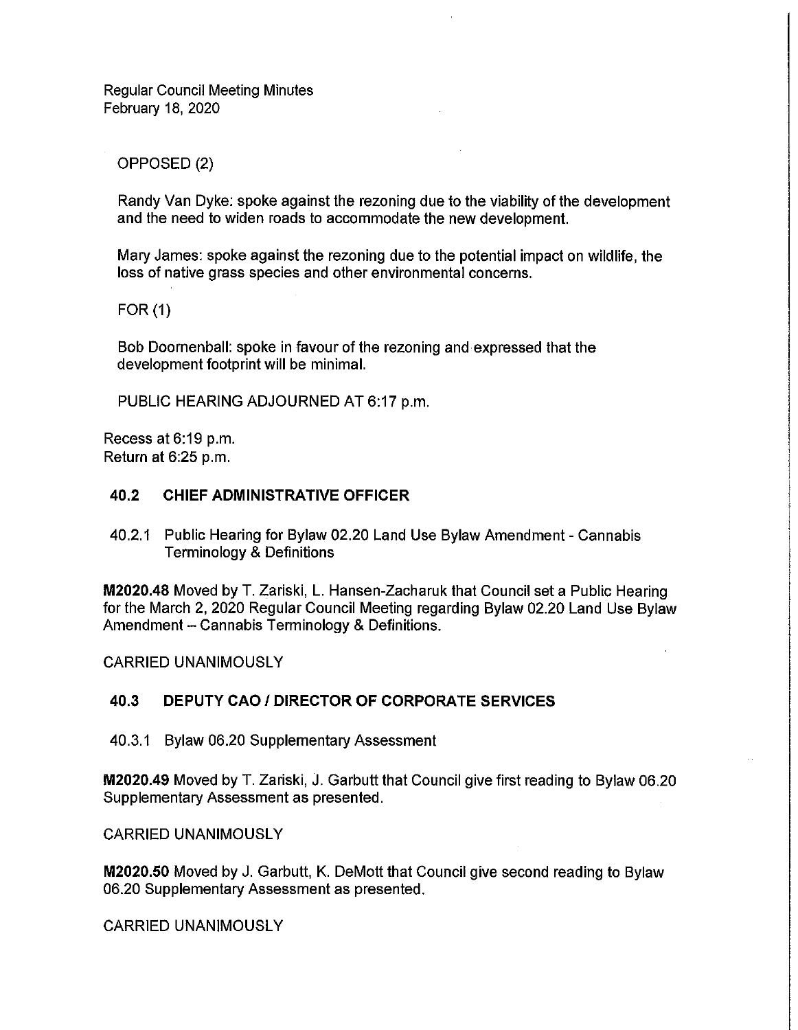OPPOSED (2)

Randy Van Dyke: spoke against the rezoning due to the viability of the development and the need to widen roads to accommodate the new development.

Mary James: spoke against the rezoning due to the potential impact on wildlife, the loss of native grass species and other environmental concerns.

FOR (1)

Bob Doornenball: spoke in favour of the rezoning and expressed that the development footprint will be minimal.

PUBLIC HEARING ADJOURNED AT 6:17 p.m.

Recess at 6:19 p.m.
Return at 6:25 p.m.

### 40.2 CHIEF ADMINISTRATIVE OFFICER

40.2.1 Public Hearing for Bylaw 02.20 Land Use Bylaw Amendment - Cannabis Terminology & Definitions

**M2020.48** Moved by T. Zariski, L. Hansen-Zacharuk that Council set a Public Hearing for the March 2, 2020 Regular Council Meeting regarding Bylaw 02.20 Land Use Bylaw Amendment – Cannabis Terminology & Definitions.

CARRIED UNANIMOUSLY

### 40.3 DEPUTY CAO / DIRECTOR OF CORPORATE SERVICES

40.3.1 Bylaw 06.20 Supplementary Assessment

**M2020.49** Moved by T. Zariski, J. Garbutt that Council give first reading to Bylaw 06.20 Supplementary Assessment as presented.

CARRIED UNANIMOUSLY

**M2020.50** Moved by J. Garbutt, K. DeMott that Council give second reading to Bylaw 06.20 Supplementary Assessment as presented.

CARRIED UNANIMOUSLY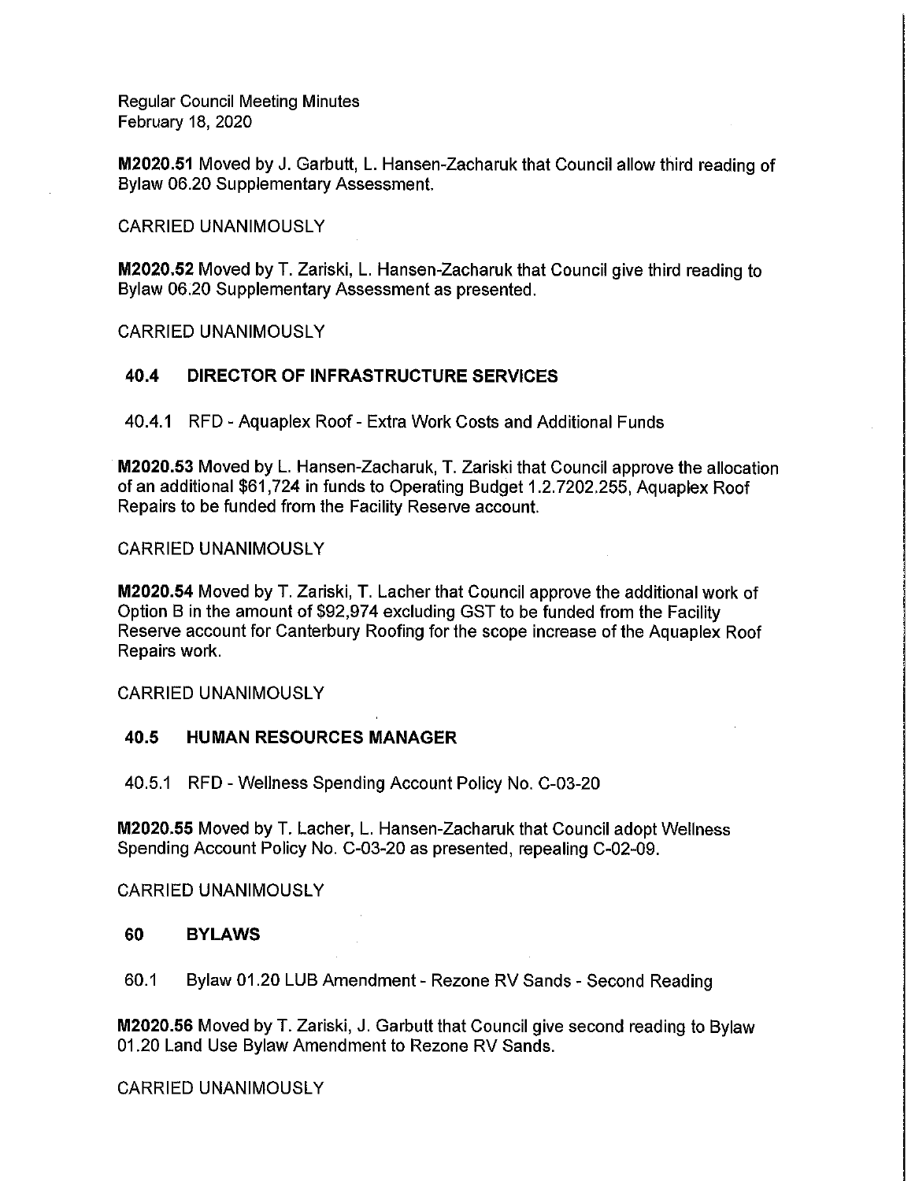**M2020.51** Moved by J. Garbutt, L. Hansen-Zacharuk that Council allow third reading of Bylaw 06.20 Supplementary Assessment.

CARRIED UNANIMOUSLY

**M2020.52** Moved by T. Zariski, L. Hansen-Zacharuk that Council give third reading to Bylaw 06.20 Supplementary Assessment as presented.

CARRIED UNANIMOUSLY

## 40.4 DIRECTOR OF INFRASTRUCTURE SERVICES

40.4.1 RFD - Aquaplex Roof - Extra Work Costs and Additional Funds

**M2020.53** Moved by L. Hansen-Zacharuk, T. Zariski that Council approve the allocation of an additional $61,724 in funds to Operating Budget 1.2.7202.255, Aquaplex Roof Repairs to be funded from the Facility Reserve account.

CARRIED UNANIMOUSLY

**M2020.54** Moved by T. Zariski, T. Lacher that Council approve the additional work of Option B in the amount of $92,974 excluding GST to be funded from the Facility Reserve account for Canterbury Roofing for the scope increase of the Aquaplex Roof Repairs work.

CARRIED UNANIMOUSLY

## 40.5 HUMAN RESOURCES MANAGER

40.5.1 RFD - Wellness Spending Account Policy No. C-03-20

**M2020.55** Moved by T. Lacher, L. Hansen-Zacharuk that Council adopt Wellness Spending Account Policy No. C-03-20 as presented, repealing C-02-09.

CARRIED UNANIMOUSLY

## 60 BYLAWS

60.1 Bylaw 01.20 LUB Amendment - Rezone RV Sands - Second Reading

**M2020.56** Moved by T. Zariski, J. Garbutt that Council give second reading to Bylaw 01.20 Land Use Bylaw Amendment to Rezone RV Sands.

CARRIED UNANIMOUSLY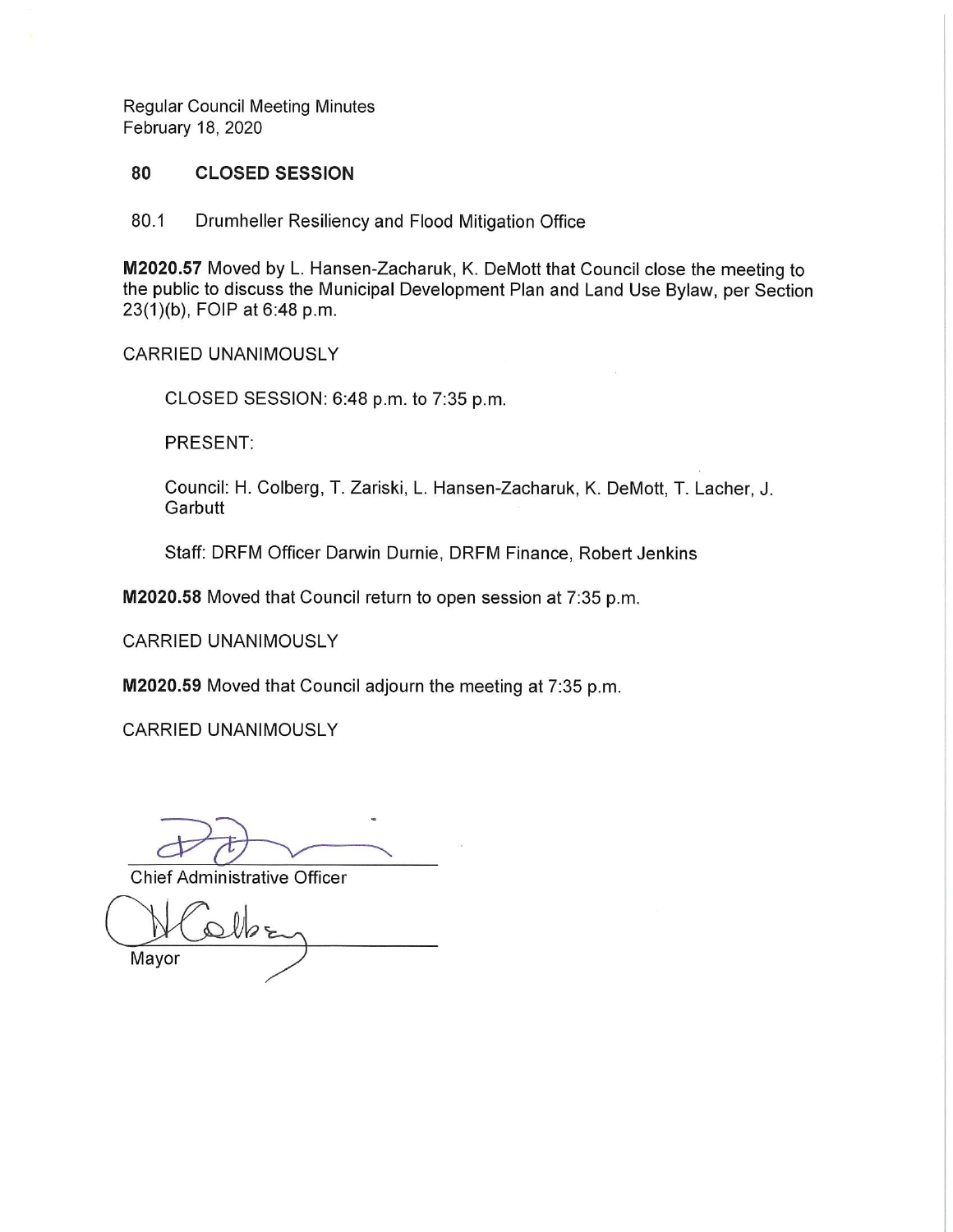Regular Council Meeting Minutes
February 18, 2020

## 80 CLOSED SESSION

80.1 Drumheller Resiliency and Flood Mitigation Office

**M2020.57** Moved by L. Hansen-Zacharuk, K. DeMott that Council close the meeting to the public to discuss the Municipal Development Plan and Land Use Bylaw, per Section 23(1)(b), FOIP at 6:48 p.m.

CARRIED UNANIMOUSLY

CLOSED SESSION: 6:48 p.m. to 7:35 p.m.

PRESENT:

Council: H. Colberg, T. Zariski, L. Hansen-Zacharuk, K. DeMott, T. Lacher, J. Garbutt

Staff: DRFM Officer Darwin Durnie, DRFM Finance, Robert Jenkins

**M2020.58** Moved that Council return to open session at 7:35 p.m.

CARRIED UNANIMOUSLY

**M2020.59** Moved that Council adjourn the meeting at 7:35 p.m.

CARRIED UNANIMOUSLY

Chief Administrative Officer

Mayor